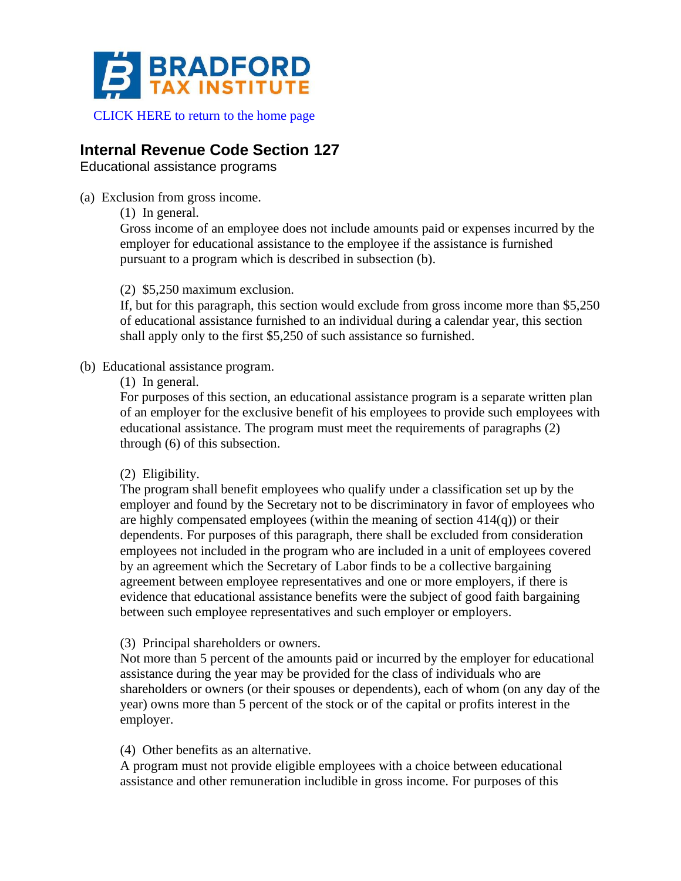BRADFORD TAX INSTITUTE

CLICK HERE to return to the home page

## Internal Revenue Code Section 127

Educational assistance programs

(a) Exclusion from gross income.

(1) In general.

Gross income of an employee does not include amounts paid or expenses incurred by the employer for educational assistance to the employee if the assistance is furnished pursuant to a program which is described in subsection (b).

(2) $5,250 maximum exclusion.

If, but for this paragraph, this section would exclude from gross income more than $5,250 of educational assistance furnished to an individual during a calendar year, this section shall apply only to the first $5,250 of such assistance so furnished.

(b) Educational assistance program.

(1) In general.

For purposes of this section, an educational assistance program is a separate written plan of an employer for the exclusive benefit of his employees to provide such employees with educational assistance. The program must meet the requirements of paragraphs (2) through (6) of this subsection.

(2) Eligibility.

The program shall benefit employees who qualify under a classification set up by the employer and found by the Secretary not to be discriminatory in favor of employees who are highly compensated employees (within the meaning of section 414(q)) or their dependents. For purposes of this paragraph, there shall be excluded from consideration employees not included in the program who are included in a unit of employees covered by an agreement which the Secretary of Labor finds to be a collective bargaining agreement between employee representatives and one or more employers, if there is evidence that educational assistance benefits were the subject of good faith bargaining between such employee representatives and such employer or employers.

(3) Principal shareholders or owners.

Not more than 5 percent of the amounts paid or incurred by the employer for educational assistance during the year may be provided for the class of individuals who are shareholders or owners (or their spouses or dependents), each of whom (on any day of the year) owns more than 5 percent of the stock or of the capital or profits interest in the employer.

(4) Other benefits as an alternative.

A program must not provide eligible employees with a choice between educational assistance and other remuneration includible in gross income. For purposes of this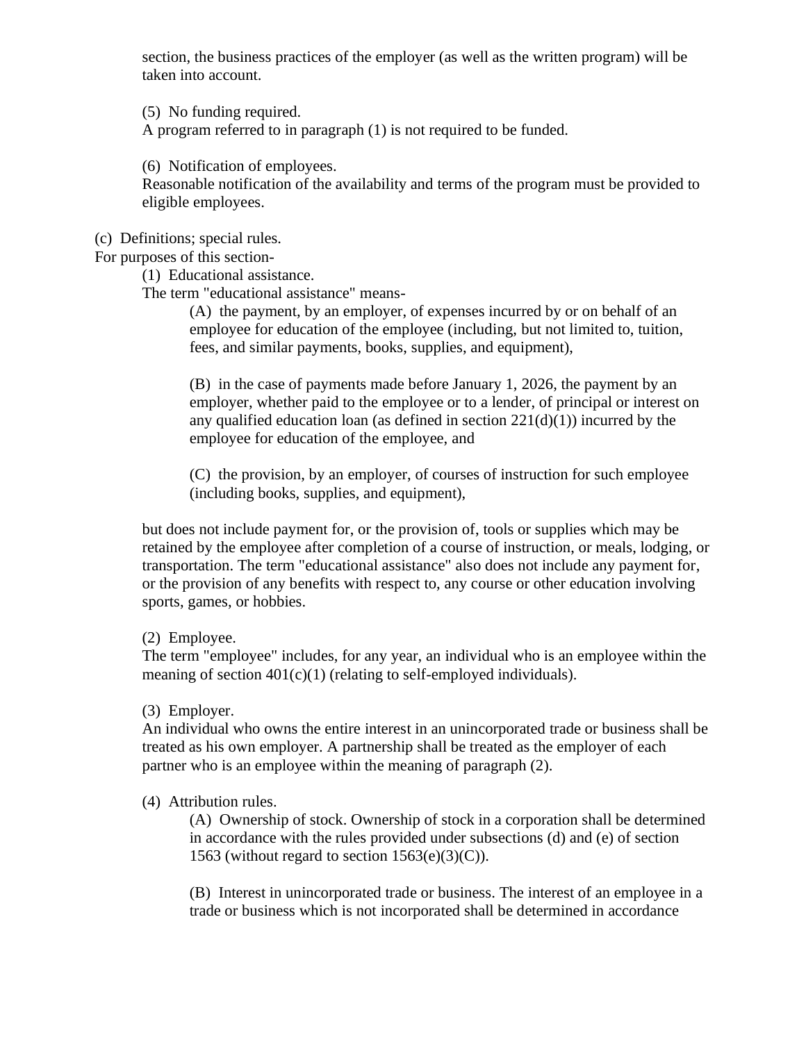section, the business practices of the employer (as well as the written program) will be taken into account.

(5) No funding required.
A program referred to in paragraph (1) is not required to be funded.

(6) Notification of employees.
Reasonable notification of the availability and terms of the program must be provided to eligible employees.

(c) Definitions; special rules.
For purposes of this section-

(1) Educational assistance.
The term "educational assistance" means-

(A) the payment, by an employer, of expenses incurred by or on behalf of an employee for education of the employee (including, but not limited to, tuition, fees, and similar payments, books, supplies, and equipment),

(B) in the case of payments made before January 1, 2026, the payment by an employer, whether paid to the employee or to a lender, of principal or interest on any qualified education loan (as defined in section 221(d)(1)) incurred by the employee for education of the employee, and

(C) the provision, by an employer, of courses of instruction for such employee (including books, supplies, and equipment),

but does not include payment for, or the provision of, tools or supplies which may be retained by the employee after completion of a course of instruction, or meals, lodging, or transportation. The term "educational assistance" also does not include any payment for, or the provision of any benefits with respect to, any course or other education involving sports, games, or hobbies.

(2) Employee.
The term "employee" includes, for any year, an individual who is an employee within the meaning of section 401(c)(1) (relating to self-employed individuals).

(3) Employer.
An individual who owns the entire interest in an unincorporated trade or business shall be treated as his own employer. A partnership shall be treated as the employer of each partner who is an employee within the meaning of paragraph (2).

(4) Attribution rules.

(A) Ownership of stock. Ownership of stock in a corporation shall be determined in accordance with the rules provided under subsections (d) and (e) of section 1563 (without regard to section 1563(e)(3)(C)).

(B) Interest in unincorporated trade or business. The interest of an employee in a trade or business which is not incorporated shall be determined in accordance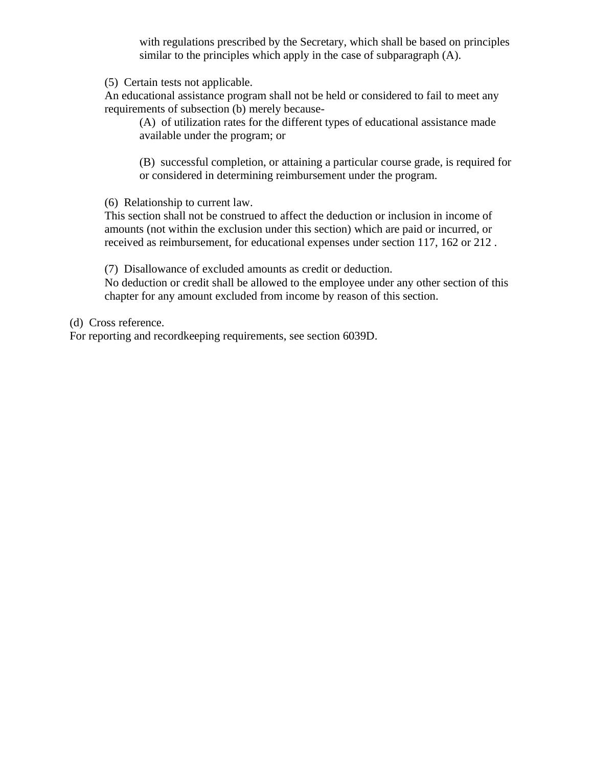with regulations prescribed by the Secretary, which shall be based on principles similar to the principles which apply in the case of subparagraph (A).

(5) Certain tests not applicable.
An educational assistance program shall not be held or considered to fail to meet any requirements of subsection (b) merely because-

(A) of utilization rates for the different types of educational assistance made available under the program; or

(B) successful completion, or attaining a particular course grade, is required for or considered in determining reimbursement under the program.

(6) Relationship to current law.
This section shall not be construed to affect the deduction or inclusion in income of amounts (not within the exclusion under this section) which are paid or incurred, or received as reimbursement, for educational expenses under section 117, 162 or 212 .

(7) Disallowance of excluded amounts as credit or deduction.
No deduction or credit shall be allowed to the employee under any other section of this chapter for any amount excluded from income by reason of this section.

(d) Cross reference.
For reporting and recordkeeping requirements, see section 6039D.